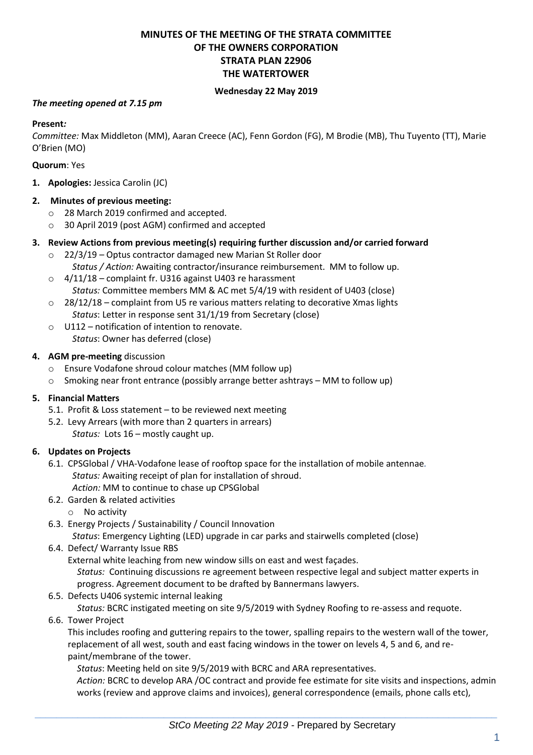# MINUTES OF THE MEETING OF THE STRATA COMMITTEE OF THE OWNERS CORPORATION STRATA PLAN 22906 THE WATERTOWER

**Wednesday 22 May 2019**

***The meeting opened at 7.15 pm***

**Present*:***
*Committee:* Max Middleton (MM), Aaran Creece (AC), Fenn Gordon (FG), M Brodie (MB), Thu Tuyento (TT), Marie O'Brien (MO)

**Quorum**: Yes

1. **Apologies:** Jessica Carolin (JC)

2. **Minutes of previous meeting:**
   - 28 March 2019 confirmed and accepted.
   - 30 April 2019 (post AGM) confirmed and accepted

3. **Review Actions from previous meeting(s) requiring further discussion and/or carried forward**
   - 22/3/19 – Optus contractor damaged new Marian St Roller door
     *Status / Action:* Awaiting contractor/insurance reimbursement. MM to follow up.
   - 4/11/18 – complaint fr. U316 against U403 re harassment
     *Status:* Committee members MM & AC met 5/4/19 with resident of U403 (close)
   - 28/12/18 – complaint from U5 re various matters relating to decorative Xmas lights
     *Status*: Letter in response sent 31/1/19 from Secretary (close)
   - U112 – notification of intention to renovate.
     *Status*: Owner has deferred (close)

4. **AGM pre-meeting** discussion
   - Ensure Vodafone shroud colour matches (MM follow up)
   - Smoking near front entrance (possibly arrange better ashtrays – MM to follow up)

5. **Financial Matters**
   - 5.1. Profit & Loss statement – to be reviewed next meeting
   - 5.2. Levy Arrears (with more than 2 quarters in arrears)
     *Status:* Lots 16 – mostly caught up.

6. **Updates on Projects**
   - 6.1. CPSGlobal / VHA-Vodafone lease of rooftop space for the installation of mobile antennae.
     *Status:* Awaiting receipt of plan for installation of shroud.
     *Action:* MM to continue to chase up CPSGlobal
   - 6.2. Garden & related activities
     - No activity
   - 6.3. Energy Projects / Sustainability / Council Innovation
     *Status*: Emergency Lighting (LED) upgrade in car parks and stairwells completed (close)
   - 6.4. Defect/ Warranty Issue RBS
     External white leaching from new window sills on east and west façades.
     *Status:* Continuing discussions re agreement between respective legal and subject matter experts in progress. Agreement document to be drafted by Bannermans lawyers.
   - 6.5. Defects U406 systemic internal leaking
     *Status:* BCRC instigated meeting on site 9/5/2019 with Sydney Roofing to re-assess and requote.
   - 6.6. Tower Project
     This includes roofing and guttering repairs to the tower, spalling repairs to the western wall of the tower, replacement of all west, south and east facing windows in the tower on levels 4, 5 and 6, and re-paint/membrane of the tower.
     *Status*: Meeting held on site 9/5/2019 with BCRC and ARA representatives.
     *Action:* BCRC to develop ARA /OC contract and provide fee estimate for site visits and inspections, admin works (review and approve claims and invoices), general correspondence (emails, phone calls etc),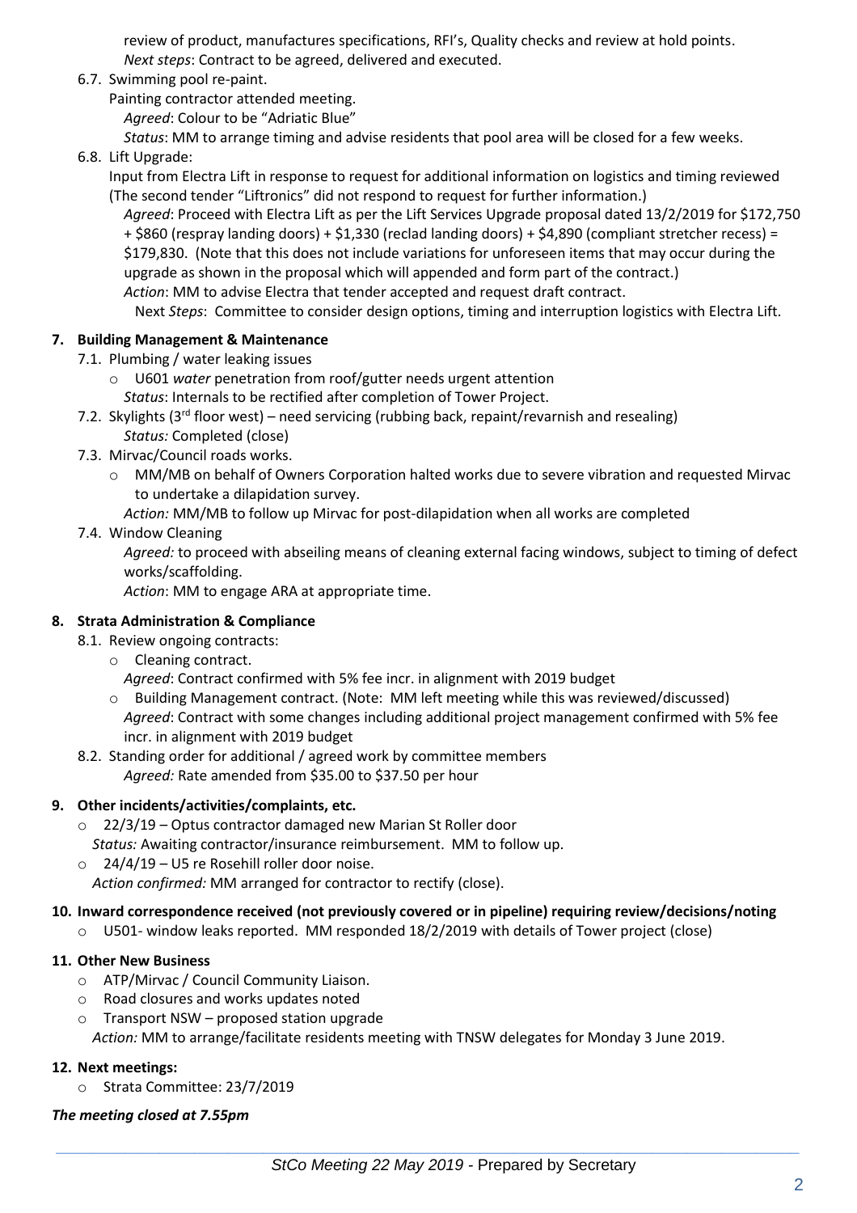review of product, manufactures specifications, RFI's, Quality checks and review at hold points.
*Next steps*: Contract to be agreed, delivered and executed.

6.7. Swimming pool re-paint.
Painting contractor attended meeting.
*Agreed*: Colour to be "Adriatic Blue"
*Status*: MM to arrange timing and advise residents that pool area will be closed for a few weeks.

6.8. Lift Upgrade:
Input from Electra Lift in response to request for additional information on logistics and timing reviewed (The second tender "Liftronics" did not respond to request for further information.)
*Agreed*: Proceed with Electra Lift as per the Lift Services Upgrade proposal dated 13/2/2019 for $172,750 + $860 (respray landing doors) + $1,330 (reclad landing doors) + $4,890 (compliant stretcher recess) = $179,830. (Note that this does not include variations for unforeseen items that may occur during the upgrade as shown in the proposal which will appended and form part of the contract.)
*Action*: MM to advise Electra that tender accepted and request draft contract.
Next *Steps*: Committee to consider design options, timing and interruption logistics with Electra Lift.

**7. Building Management & Maintenance**

7.1. Plumbing / water leaking issues
- U601 *water* penetration from roof/gutter needs urgent attention
*Status*: Internals to be rectified after completion of Tower Project.

7.2. Skylights (3rd floor west) – need servicing (rubbing back, repaint/revarnish and resealing)
*Status:* Completed (close)

7.3. Mirvac/Council roads works.
- MM/MB on behalf of Owners Corporation halted works due to severe vibration and requested Mirvac to undertake a dilapidation survey.
*Action:* MM/MB to follow up Mirvac for post-dilapidation when all works are completed

7.4. Window Cleaning
*Agreed:* to proceed with abseiling means of cleaning external facing windows, subject to timing of defect works/scaffolding.
*Action*: MM to engage ARA at appropriate time.

**8. Strata Administration & Compliance**

8.1. Review ongoing contracts:
- Cleaning contract.
*Agreed*: Contract confirmed with 5% fee incr. in alignment with 2019 budget
- Building Management contract. (Note: MM left meeting while this was reviewed/discussed)
*Agreed*: Contract with some changes including additional project management confirmed with 5% fee incr. in alignment with 2019 budget

8.2. Standing order for additional / agreed work by committee members
*Agreed:* Rate amended from $35.00 to $37.50 per hour

**9. Other incidents/activities/complaints, etc.**
- 22/3/19 – Optus contractor damaged new Marian St Roller door
*Status:* Awaiting contractor/insurance reimbursement. MM to follow up.
- 24/4/19 – U5 re Rosehill roller door noise.
*Action confirmed:* MM arranged for contractor to rectify (close).

**10. Inward correspondence received (not previously covered or in pipeline) requiring review/decisions/noting**
- U501- window leaks reported. MM responded 18/2/2019 with details of Tower project (close)

**11. Other New Business**
- ATP/Mirvac / Council Community Liaison.
- Road closures and works updates noted
- Transport NSW – proposed station upgrade
*Action:* MM to arrange/facilitate residents meeting with TNSW delegates for Monday 3 June 2019.

**12. Next meetings:**
- Strata Committee: 23/7/2019

***The meeting closed at 7.55pm***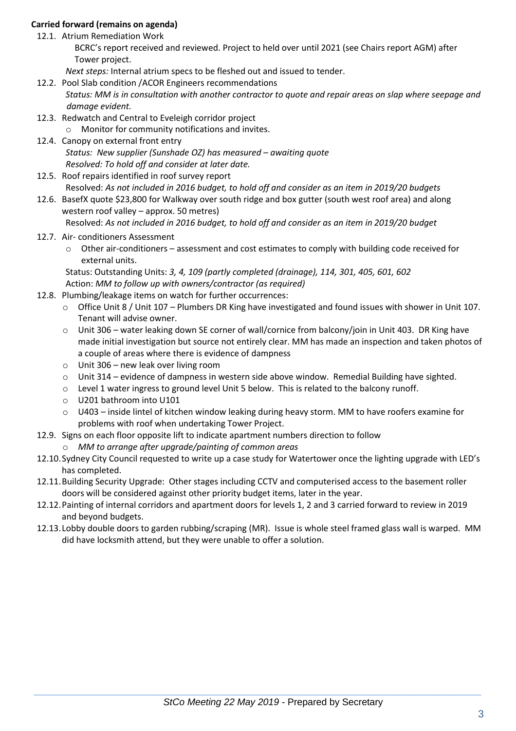**Carried forward (remains on agenda)**

12.1. Atrium Remediation Work

BCRC's report received and reviewed. Project to held over until 2021 (see Chairs report AGM) after Tower project.

*Next steps:* Internal atrium specs to be fleshed out and issued to tender.

12.2. Pool Slab condition /ACOR Engineers recommendations

*Status: MM is in consultation with another contractor to quote and repair areas on slap where seepage and damage evident.*

12.3. Redwatch and Central to Eveleigh corridor project

- Monitor for community notifications and invites.

12.4. Canopy on external front entry

*Status: New supplier (Sunshade OZ) has measured – awaiting quote*

*Resolved: To hold off and consider at later date.*

12.5. Roof repairs identified in roof survey report

Resolved: *As not included in 2016 budget, to hold off and consider as an item in 2019/20 budgets*

12.6. BasefX quote $23,800 for Walkway over south ridge and box gutter (south west roof area) and along western roof valley – approx. 50 metres)

Resolved: *As not included in 2016 budget, to hold off and consider as an item in 2019/20 budget*

12.7. Air- conditioners Assessment

- Other air-conditioners – assessment and cost estimates to comply with building code received for external units.

Status: Outstanding Units: *3, 4, 109 (partly completed (drainage), 114, 301, 405, 601, 602*

Action: *MM to follow up with owners/contractor (as required)*

12.8. Plumbing/leakage items on watch for further occurrences:

- Office Unit 8 / Unit 107 – Plumbers DR King have investigated and found issues with shower in Unit 107. Tenant will advise owner.
- Unit 306 – water leaking down SE corner of wall/cornice from balcony/join in Unit 403. DR King have made initial investigation but source not entirely clear. MM has made an inspection and taken photos of a couple of areas where there is evidence of dampness
- Unit 306 – new leak over living room
- Unit 314 – evidence of dampness in western side above window. Remedial Building have sighted.
- Level 1 water ingress to ground level Unit 5 below. This is related to the balcony runoff.
- U201 bathroom into U101
- U403 – inside lintel of kitchen window leaking during heavy storm. MM to have roofers examine for problems with roof when undertaking Tower Project.

12.9. Signs on each floor opposite lift to indicate apartment numbers direction to follow

- *MM to arrange after upgrade/painting of common areas*

12.10. Sydney City Council requested to write up a case study for Watertower once the lighting upgrade with LED's has completed.

12.11. Building Security Upgrade: Other stages including CCTV and computerised access to the basement roller doors will be considered against other priority budget items, later in the year.

12.12. Painting of internal corridors and apartment doors for levels 1, 2 and 3 carried forward to review in 2019 and beyond budgets.

12.13. Lobby double doors to garden rubbing/scraping (MR). Issue is whole steel framed glass wall is warped. MM did have locksmith attend, but they were unable to offer a solution.